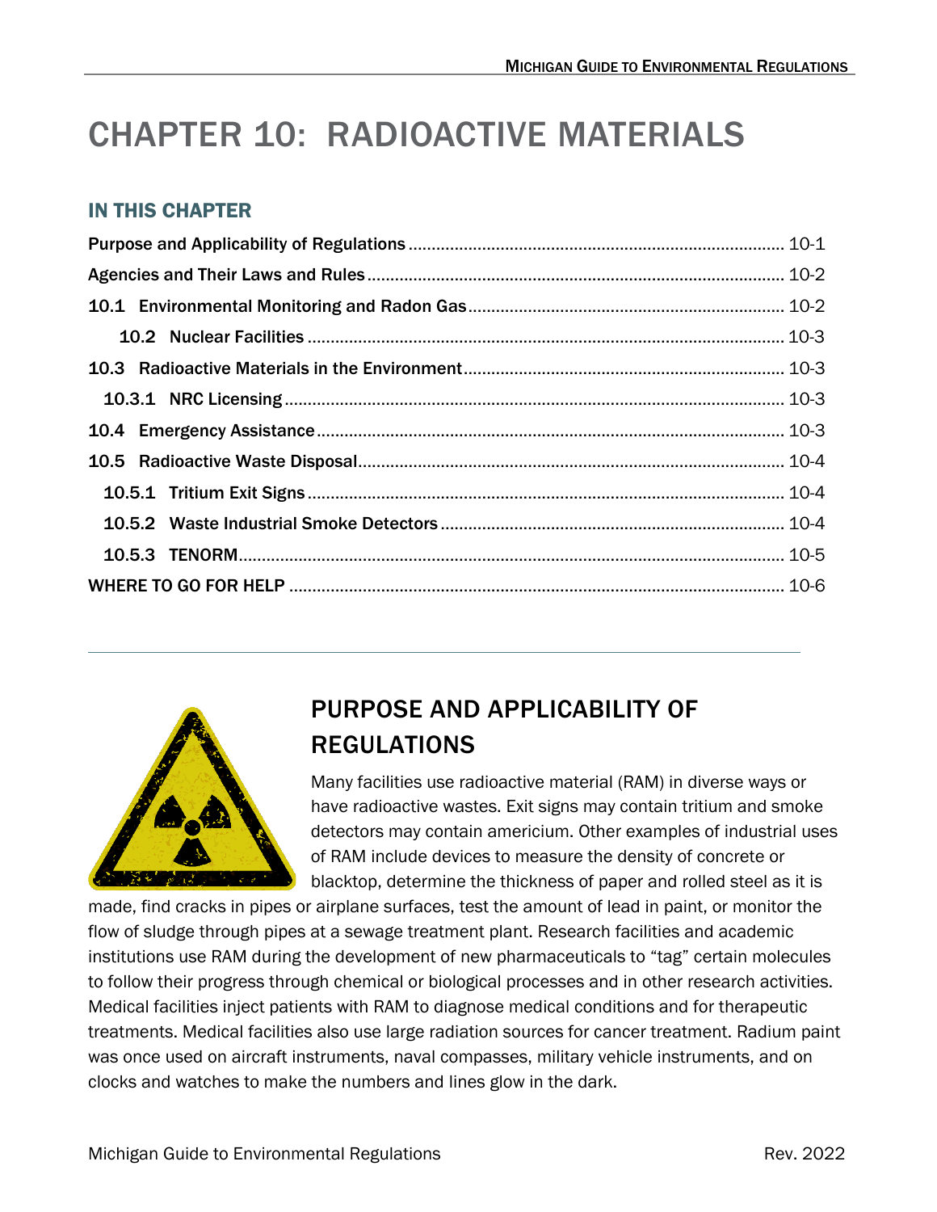# CHAPTER 10: RADIOACTIVE MATERIALS

## IN THIS CHAPTER

Purpose and Applicability of Regulations .......... 10-1
Agencies and Their Laws and Rules .......... 10-2
10.1 Environmental Monitoring and Radon Gas .......... 10-2
10.2 Nuclear Facilities .......... 10-3
10.3 Radioactive Materials in the Environment .......... 10-3
10.3.1 NRC Licensing .......... 10-3
10.4 Emergency Assistance .......... 10-3
10.5 Radioactive Waste Disposal .......... 10-4
10.5.1 Tritium Exit Signs .......... 10-4
10.5.2 Waste Industrial Smoke Detectors .......... 10-4
10.5.3 TENORM .......... 10-5
WHERE TO GO FOR HELP .......... 10-6

## PURPOSE AND APPLICABILITY OF REGULATIONS

Many facilities use radioactive material (RAM) in diverse ways or have radioactive wastes. Exit signs may contain tritium and smoke detectors may contain americium. Other examples of industrial uses of RAM include devices to measure the density of concrete or blacktop, determine the thickness of paper and rolled steel as it is made, find cracks in pipes or airplane surfaces, test the amount of lead in paint, or monitor the flow of sludge through pipes at a sewage treatment plant. Research facilities and academic institutions use RAM during the development of new pharmaceuticals to "tag" certain molecules to follow their progress through chemical or biological processes and in other research activities. Medical facilities inject patients with RAM to diagnose medical conditions and for therapeutic treatments. Medical facilities also use large radiation sources for cancer treatment. Radium paint was once used on aircraft instruments, naval compasses, military vehicle instruments, and on clocks and watches to make the numbers and lines glow in the dark.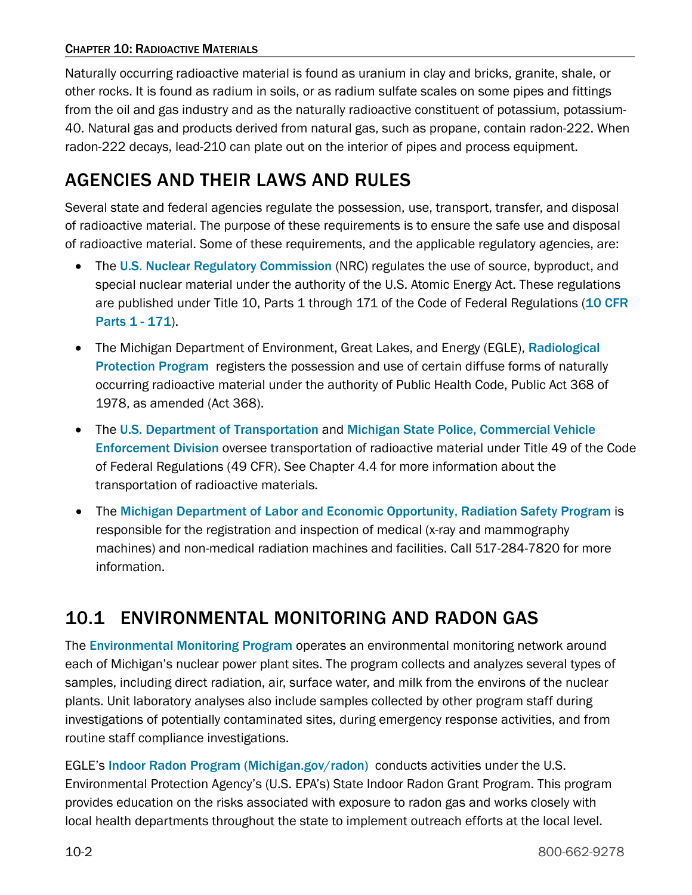Naturally occurring radioactive material is found as uranium in clay and bricks, granite, shale, or other rocks. It is found as radium in soils, or as radium sulfate scales on some pipes and fittings from the oil and gas industry and as the naturally radioactive constituent of potassium, potassium-40. Natural gas and products derived from natural gas, such as propane, contain radon-222. When radon-222 decays, lead-210 can plate out on the interior of pipes and process equipment.

## AGENCIES AND THEIR LAWS AND RULES

Several state and federal agencies regulate the possession, use, transport, transfer, and disposal of radioactive material. The purpose of these requirements is to ensure the safe use and disposal of radioactive material. Some of these requirements, and the applicable regulatory agencies, are:

- The U.S. Nuclear Regulatory Commission (NRC) regulates the use of source, byproduct, and special nuclear material under the authority of the U.S. Atomic Energy Act. These regulations are published under Title 10, Parts 1 through 171 of the Code of Federal Regulations (10 CFR Parts 1 - 171).
- The Michigan Department of Environment, Great Lakes, and Energy (EGLE), Radiological Protection Program registers the possession and use of certain diffuse forms of naturally occurring radioactive material under the authority of Public Health Code, Public Act 368 of 1978, as amended (Act 368).
- The U.S. Department of Transportation and Michigan State Police, Commercial Vehicle Enforcement Division oversee transportation of radioactive material under Title 49 of the Code of Federal Regulations (49 CFR). See Chapter 4.4 for more information about the transportation of radioactive materials.
- The Michigan Department of Labor and Economic Opportunity, Radiation Safety Program is responsible for the registration and inspection of medical (x-ray and mammography machines) and non-medical radiation machines and facilities. Call 517-284-7820 for more information.

## 10.1 ENVIRONMENTAL MONITORING AND RADON GAS

The Environmental Monitoring Program operates an environmental monitoring network around each of Michigan's nuclear power plant sites. The program collects and analyzes several types of samples, including direct radiation, air, surface water, and milk from the environs of the nuclear plants. Unit laboratory analyses also include samples collected by other program staff during investigations of potentially contaminated sites, during emergency response activities, and from routine staff compliance investigations.

EGLE's Indoor Radon Program (Michigan.gov/radon) conducts activities under the U.S. Environmental Protection Agency's (U.S. EPA's) State Indoor Radon Grant Program. This program provides education on the risks associated with exposure to radon gas and works closely with local health departments throughout the state to implement outreach efforts at the local level.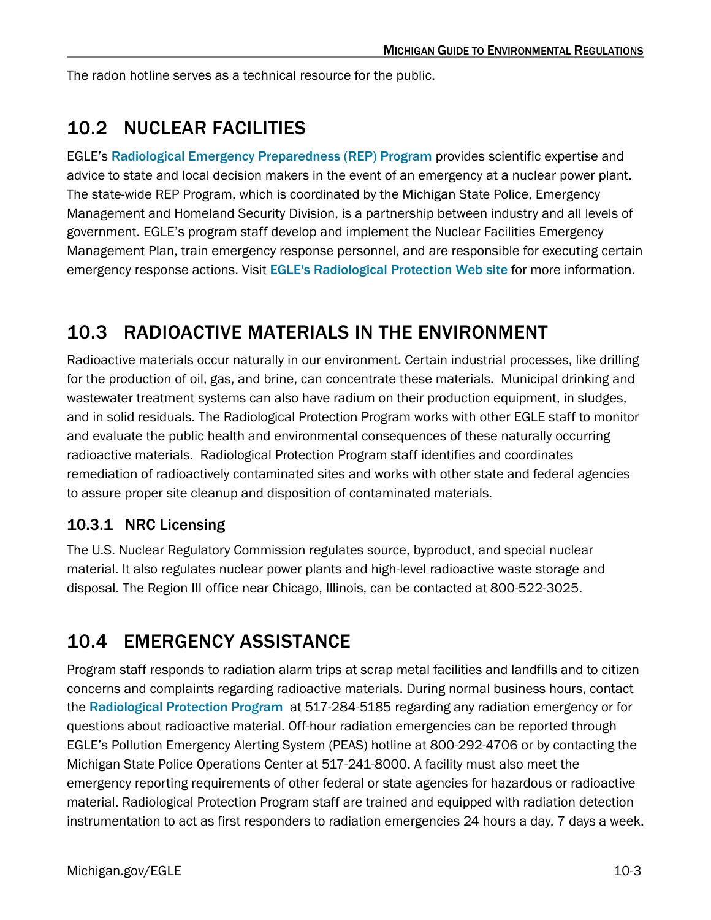The radon hotline serves as a technical resource for the public.

## 10.2 NUCLEAR FACILITIES

EGLE's **Radiological Emergency Preparedness (REP) Program** provides scientific expertise and advice to state and local decision makers in the event of an emergency at a nuclear power plant. The state-wide REP Program, which is coordinated by the Michigan State Police, Emergency Management and Homeland Security Division, is a partnership between industry and all levels of government. EGLE's program staff develop and implement the Nuclear Facilities Emergency Management Plan, train emergency response personnel, and are responsible for executing certain emergency response actions. Visit **EGLE's Radiological Protection Web site** for more information.

## 10.3 RADIOACTIVE MATERIALS IN THE ENVIRONMENT

Radioactive materials occur naturally in our environment. Certain industrial processes, like drilling for the production of oil, gas, and brine, can concentrate these materials. Municipal drinking and wastewater treatment systems can also have radium on their production equipment, in sludges, and in solid residuals. The Radiological Protection Program works with other EGLE staff to monitor and evaluate the public health and environmental consequences of these naturally occurring radioactive materials. Radiological Protection Program staff identifies and coordinates remediation of radioactively contaminated sites and works with other state and federal agencies to assure proper site cleanup and disposition of contaminated materials.

### 10.3.1 NRC Licensing

The U.S. Nuclear Regulatory Commission regulates source, byproduct, and special nuclear material. It also regulates nuclear power plants and high-level radioactive waste storage and disposal. The Region III office near Chicago, Illinois, can be contacted at 800-522-3025.

## 10.4 EMERGENCY ASSISTANCE

Program staff responds to radiation alarm trips at scrap metal facilities and landfills and to citizen concerns and complaints regarding radioactive materials. During normal business hours, contact the **Radiological Protection Program** at 517-284-5185 regarding any radiation emergency or for questions about radioactive material. Off-hour radiation emergencies can be reported through EGLE's Pollution Emergency Alerting System (PEAS) hotline at 800-292-4706 or by contacting the Michigan State Police Operations Center at 517-241-8000. A facility must also meet the emergency reporting requirements of other federal or state agencies for hazardous or radioactive material. Radiological Protection Program staff are trained and equipped with radiation detection instrumentation to act as first responders to radiation emergencies 24 hours a day, 7 days a week.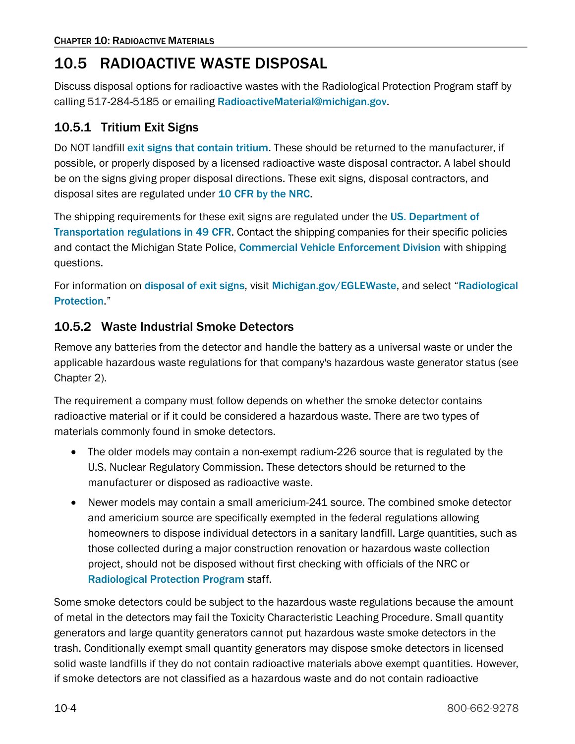## 10.5 RADIOACTIVE WASTE DISPOSAL

Discuss disposal options for radioactive wastes with the Radiological Protection Program staff by calling 517-284-5185 or emailing RadioactiveMaterial@michigan.gov.

### 10.5.1 Tritium Exit Signs

Do NOT landfill exit signs that contain tritium. These should be returned to the manufacturer, if possible, or properly disposed by a licensed radioactive waste disposal contractor. A label should be on the signs giving proper disposal directions. These exit signs, disposal contractors, and disposal sites are regulated under 10 CFR by the NRC.

The shipping requirements for these exit signs are regulated under the US. Department of Transportation regulations in 49 CFR. Contact the shipping companies for their specific policies and contact the Michigan State Police, Commercial Vehicle Enforcement Division with shipping questions.

For information on disposal of exit signs, visit Michigan.gov/EGLEWaste, and select "Radiological Protection."

### 10.5.2 Waste Industrial Smoke Detectors

Remove any batteries from the detector and handle the battery as a universal waste or under the applicable hazardous waste regulations for that company's hazardous waste generator status (see Chapter 2).

The requirement a company must follow depends on whether the smoke detector contains radioactive material or if it could be considered a hazardous waste. There are two types of materials commonly found in smoke detectors.

- The older models may contain a non-exempt radium-226 source that is regulated by the U.S. Nuclear Regulatory Commission. These detectors should be returned to the manufacturer or disposed as radioactive waste.
- Newer models may contain a small americium-241 source. The combined smoke detector and americium source are specifically exempted in the federal regulations allowing homeowners to dispose individual detectors in a sanitary landfill. Large quantities, such as those collected during a major construction renovation or hazardous waste collection project, should not be disposed without first checking with officials of the NRC or Radiological Protection Program staff.

Some smoke detectors could be subject to the hazardous waste regulations because the amount of metal in the detectors may fail the Toxicity Characteristic Leaching Procedure. Small quantity generators and large quantity generators cannot put hazardous waste smoke detectors in the trash. Conditionally exempt small quantity generators may dispose smoke detectors in licensed solid waste landfills if they do not contain radioactive materials above exempt quantities. However, if smoke detectors are not classified as a hazardous waste and do not contain radioactive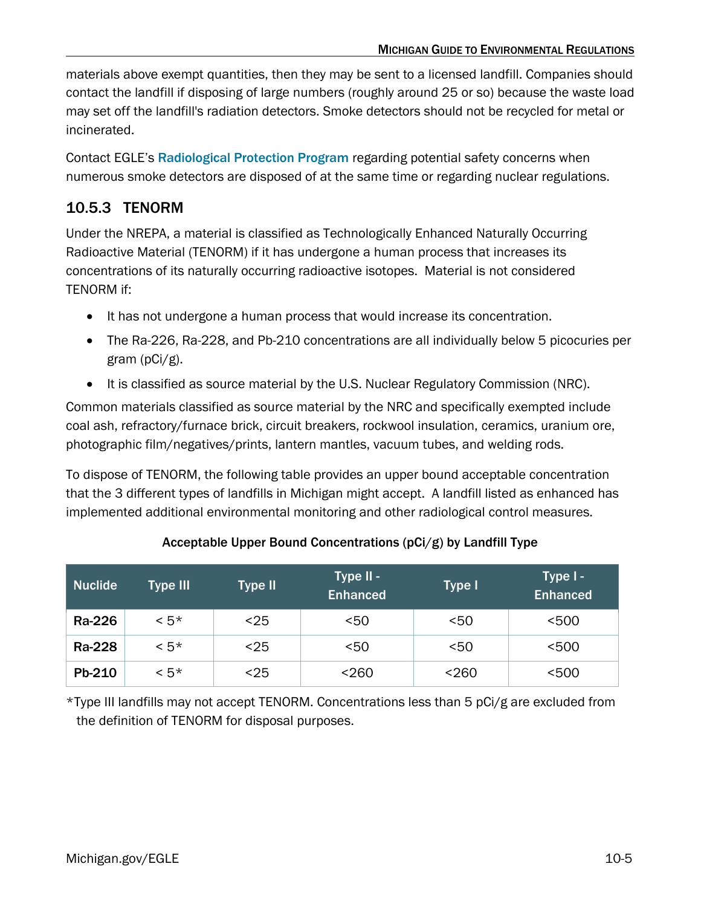materials above exempt quantities, then they may be sent to a licensed landfill. Companies should contact the landfill if disposing of large numbers (roughly around 25 or so) because the waste load may set off the landfill's radiation detectors. Smoke detectors should not be recycled for metal or incinerated.

Contact EGLE's Radiological Protection Program regarding potential safety concerns when numerous smoke detectors are disposed of at the same time or regarding nuclear regulations.

### 10.5.3 TENORM

Under the NREPA, a material is classified as Technologically Enhanced Naturally Occurring Radioactive Material (TENORM) if it has undergone a human process that increases its concentrations of its naturally occurring radioactive isotopes. Material is not considered TENORM if:

- It has not undergone a human process that would increase its concentration.
- The Ra-226, Ra-228, and Pb-210 concentrations are all individually below 5 picocuries per gram (pCi/g).
- It is classified as source material by the U.S. Nuclear Regulatory Commission (NRC).

Common materials classified as source material by the NRC and specifically exempted include coal ash, refractory/furnace brick, circuit breakers, rockwool insulation, ceramics, uranium ore, photographic film/negatives/prints, lantern mantles, vacuum tubes, and welding rods.

To dispose of TENORM, the following table provides an upper bound acceptable concentration that the 3 different types of landfills in Michigan might accept. A landfill listed as enhanced has implemented additional environmental monitoring and other radiological control measures.

**Acceptable Upper Bound Concentrations (pCi/g) by Landfill Type**

| Nuclide | Type III | Type II | Type II - Enhanced | Type I | Type I - Enhanced |
|---|---|---|---|---|---|
| **Ra-226** | < 5* | <25 | <50 | <50 | <500 |
| **Ra-228** | < 5* | <25 | <50 | <50 | <500 |
| **Pb-210** | < 5* | <25 | <260 | <260 | <500 |

*Type III landfills may not accept TENORM. Concentrations less than 5 pCi/g are excluded from the definition of TENORM for disposal purposes.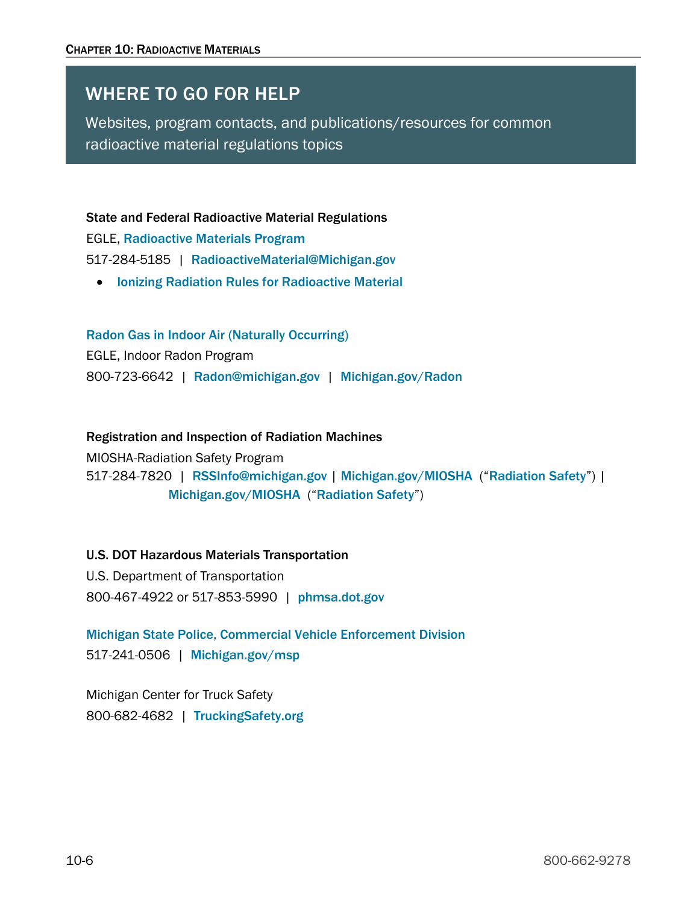## WHERE TO GO FOR HELP

Websites, program contacts, and publications/resources for common radioactive material regulations topics

**State and Federal Radioactive Material Regulations**

EGLE, Radioactive Materials Program

517-284-5185 | RadioactiveMaterial@Michigan.gov

- Ionizing Radiation Rules for Radioactive Material

**Radon Gas in Indoor Air (Naturally Occurring)**

EGLE, Indoor Radon Program

800-723-6642 | Radon@michigan.gov | Michigan.gov/Radon

**Registration and Inspection of Radiation Machines**

MIOSHA-Radiation Safety Program

517-284-7820 | RSSInfo@michigan.gov | Michigan.gov/MIOSHA ("Radiation Safety") | Michigan.gov/MIOSHA ("Radiation Safety")

**U.S. DOT Hazardous Materials Transportation**

U.S. Department of Transportation

800-467-4922 or 517-853-5990 | phmsa.dot.gov

**Michigan State Police, Commercial Vehicle Enforcement Division**

517-241-0506 | Michigan.gov/msp

Michigan Center for Truck Safety

800-682-4682 | TruckingSafety.org